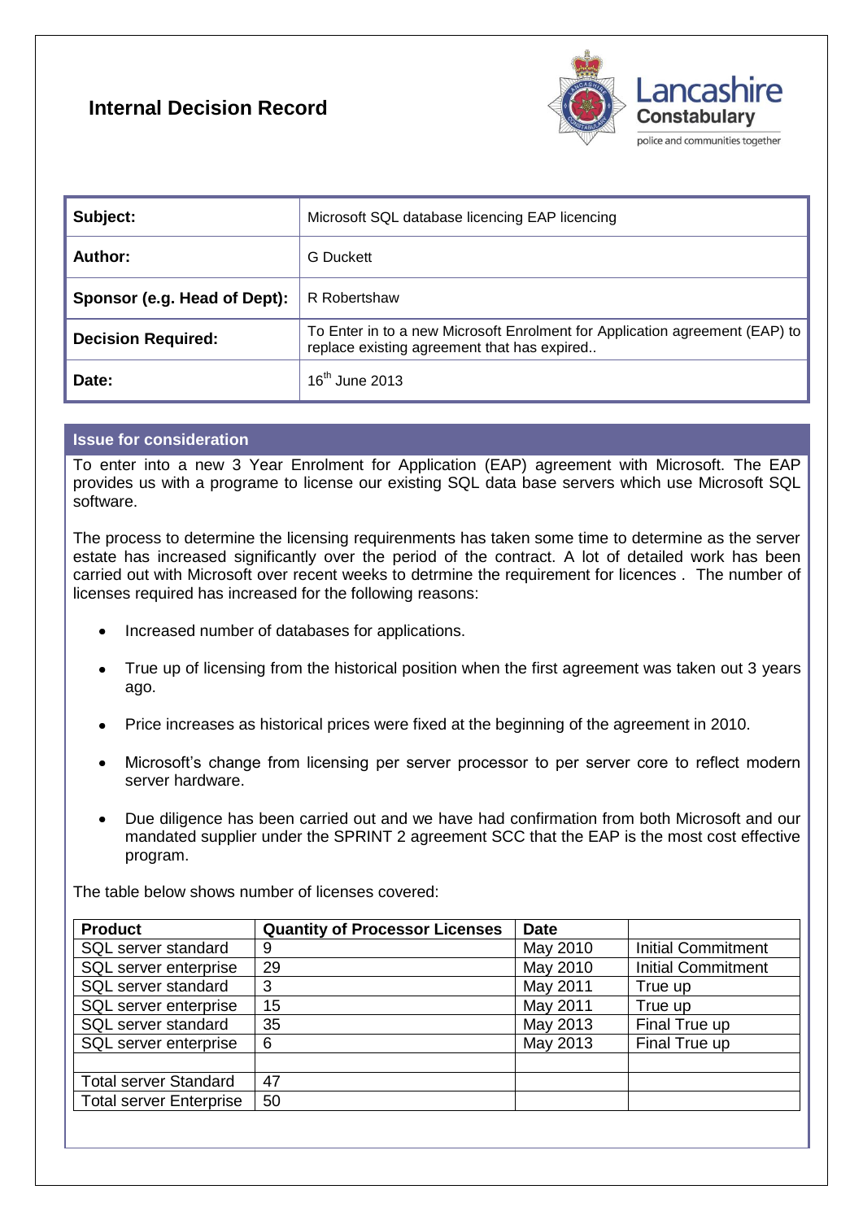# Internal Decision Record

| | |
|---|---|
| **Subject:** | Microsoft SQL database licencing EAP licencing |
| **Author:** | G Duckett |
| **Sponsor (e.g. Head of Dept):** | R Robertshaw |
| **Decision Required:** | To Enter in to a new Microsoft Enrolment for Application agreement (EAP) to replace existing agreement that has expired.. |
| **Date:** | 16th June 2013 |

## Issue for consideration

To enter into a new 3 Year Enrolment for Application (EAP) agreement with Microsoft. The EAP provides us with a programe to license our existing SQL data base servers which use Microsoft SQL software.

The process to determine the licensing requirenments has taken some time to determine as the server estate has increased significantly over the period of the contract. A lot of detailed work has been carried out with Microsoft over recent weeks to detrmine the requirement for licences . The number of licenses required has increased for the following reasons:

- Increased number of databases for applications.
- True up of licensing from the historical position when the first agreement was taken out 3 years ago.
- Price increases as historical prices were fixed at the beginning of the agreement in 2010.
- Microsoft's change from licensing per server processor to per server core to reflect modern server hardware.
- Due diligence has been carried out and we have had confirmation from both Microsoft and our mandated supplier under the SPRINT 2 agreement SCC that the EAP is the most cost effective program.

The table below shows number of licenses covered:

| Product | Quantity of Processor Licenses | Date | |
|---|---|---|---|
| SQL server standard | 9 | May 2010 | Initial Commitment |
| SQL server enterprise | 29 | May 2010 | Initial Commitment |
| SQL server standard | 3 | May 2011 | True up |
| SQL server enterprise | 15 | May 2011 | True up |
| SQL server standard | 35 | May 2013 | Final True up |
| SQL server enterprise | 6 | May 2013 | Final True up |
| | | | |
| Total server Standard | 47 | | |
| Total server Enterprise | 50 | | |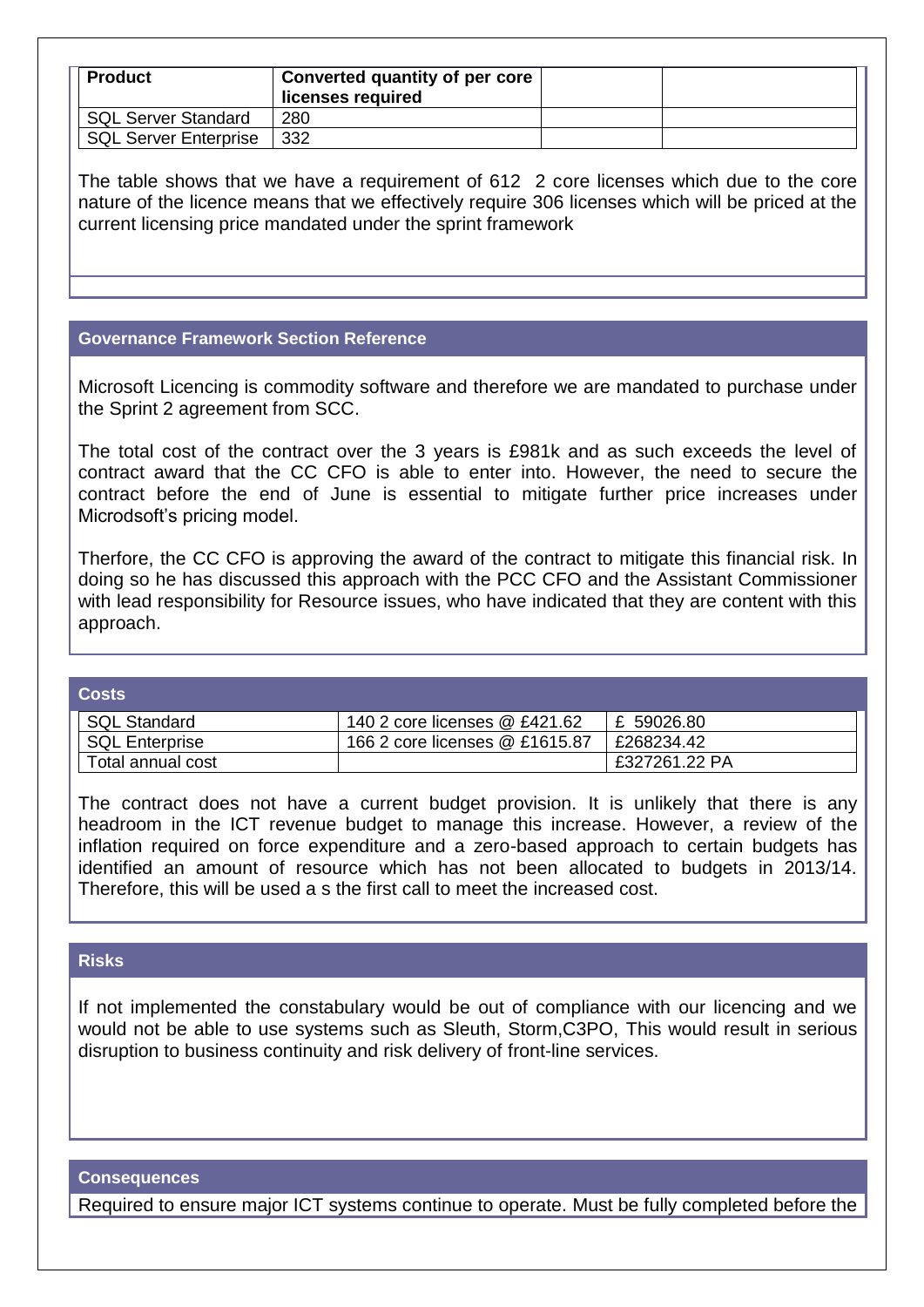| Product | Converted quantity of per core licenses required | | |
|---|---|---|---|
| SQL Server Standard | 280 | | |
| SQL Server Enterprise | 332 | | |

The table shows that we have a requirement of 612 2 core licenses which due to the core nature of the licence means that we effectively require 306 licenses which will be priced at the current licensing price mandated under the sprint framework

## Governance Framework Section Reference

Microsoft Licencing is commodity software and therefore we are mandated to purchase under the Sprint 2 agreement from SCC.

The total cost of the contract over the 3 years is £981k and as such exceeds the level of contract award that the CC CFO is able to enter into. However, the need to secure the contract before the end of June is essential to mitigate further price increases under Microdsoft's pricing model.

Therfore, the CC CFO is approving the award of the contract to mitigate this financial risk. In doing so he has discussed this approach with the PCC CFO and the Assistant Commissioner with lead responsibility for Resource issues, who have indicated that they are content with this approach.

## Costs

| | | |
|---|---|---|
| SQL Standard | 140 2 core licenses @ £421.62 | £ 59026.80 |
| SQL Enterprise | 166 2 core licenses @ £1615.87 | £268234.42 |
| Total annual cost | | £327261.22 PA |

The contract does not have a current budget provision. It is unlikely that there is any headroom in the ICT revenue budget to manage this increase. However, a review of the inflation required on force expenditure and a zero-based approach to certain budgets has identified an amount of resource which has not been allocated to budgets in 2013/14. Therefore, this will be used a s the first call to meet the increased cost.

## Risks

If not implemented the constabulary would be out of compliance with our licencing and we would not be able to use systems such as Sleuth, Storm,C3PO, This would result in serious disruption to business continuity and risk delivery of front-line services.

## Consequences

Required to ensure major ICT systems continue to operate. Must be fully completed before the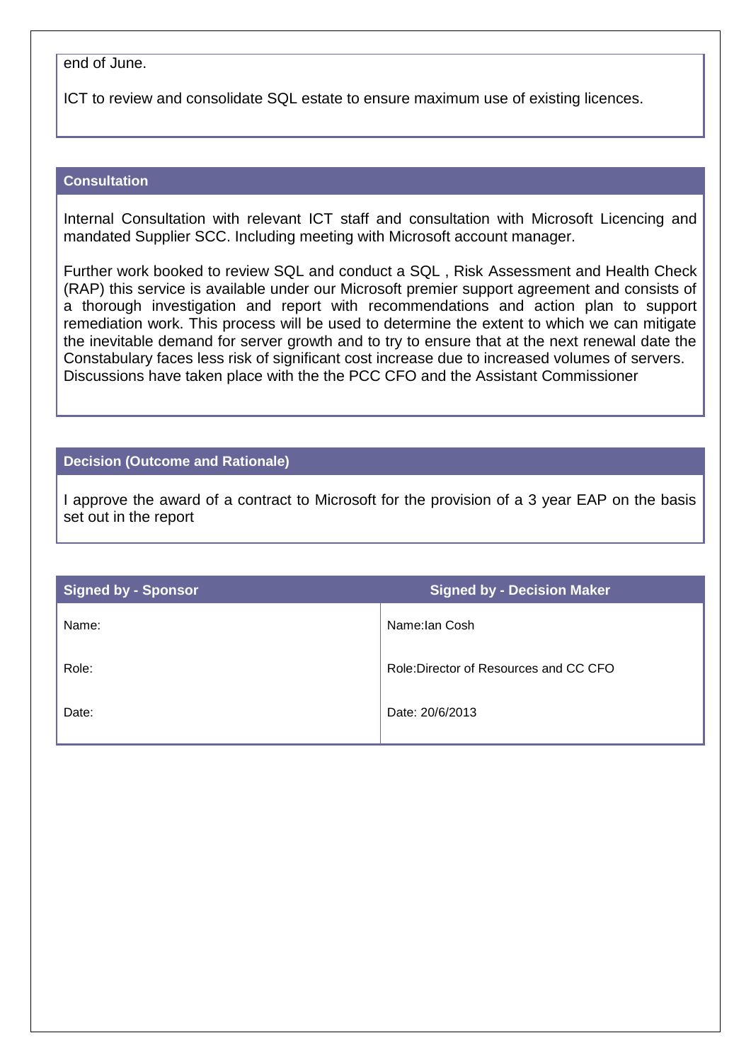end of June.

ICT to review and consolidate SQL estate to ensure maximum use of existing licences.

## Consultation

Internal Consultation with relevant ICT staff and consultation with Microsoft Licencing and mandated Supplier SCC. Including meeting with Microsoft account manager.

Further work booked to review SQL and conduct a SQL , Risk Assessment and Health Check (RAP) this service is available under our Microsoft premier support agreement and consists of a thorough investigation and report with recommendations and action plan to support remediation work. This process will be used to determine the extent to which we can mitigate the inevitable demand for server growth and to try to ensure that at the next renewal date the Constabulary faces less risk of significant cost increase due to increased volumes of servers. Discussions have taken place with the the PCC CFO and the Assistant Commissioner

## Decision (Outcome and Rationale)

I approve the award of a contract to Microsoft for the provision of a 3 year EAP on the basis set out in the report

| Signed by - Sponsor | Signed by - Decision Maker |
|---|---|
| Name: | Name:Ian Cosh |
| Role: | Role:Director of Resources and CC CFO |
| Date: | Date: 20/6/2013 |